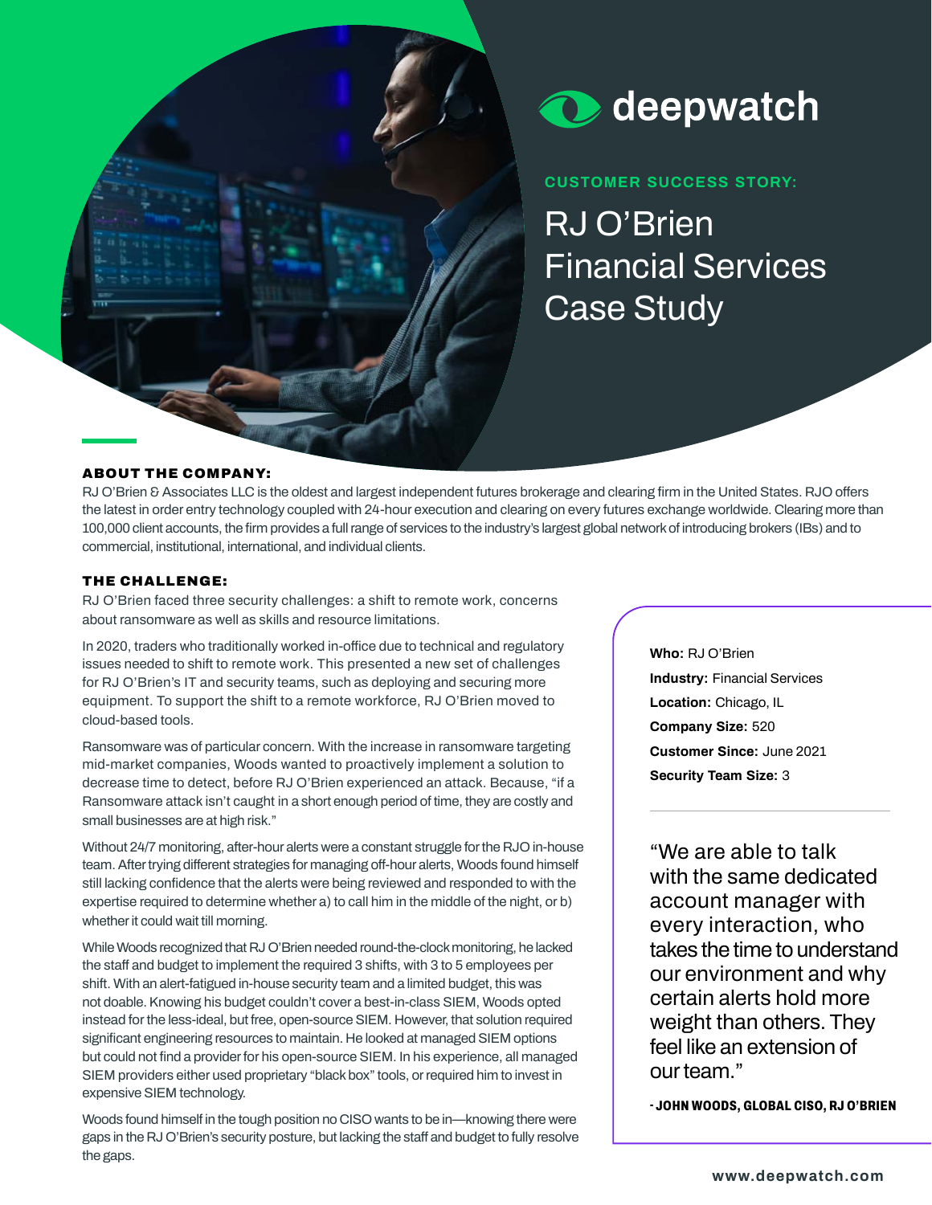deepwatch

CUSTOMER SUCCESS STORY:

# RJ O'Brien Financial Services Case Study

## ABOUT THE COMPANY:

RJ O'Brien & Associates LLC is the oldest and largest independent futures brokerage and clearing firm in the United States. RJO offers the latest in order entry technology coupled with 24-hour execution and clearing on every futures exchange worldwide. Clearing more than 100,000 client accounts, the firm provides a full range of services to the industry's largest global network of introducing brokers (IBs) and to commercial, institutional, international, and individual clients.

## THE CHALLENGE:

RJ O'Brien faced three security challenges: a shift to remote work, concerns about ransomware as well as skills and resource limitations.

In 2020, traders who traditionally worked in-office due to technical and regulatory issues needed to shift to remote work. This presented a new set of challenges for RJ O'Brien's IT and security teams, such as deploying and securing more equipment. To support the shift to a remote workforce, RJ O'Brien moved to cloud-based tools.

Ransomware was of particular concern. With the increase in ransomware targeting mid-market companies, Woods wanted to proactively implement a solution to decrease time to detect, before RJ O'Brien experienced an attack. Because, "if a Ransomware attack isn't caught in a short enough period of time, they are costly and small businesses are at high risk."

Without 24/7 monitoring, after-hour alerts were a constant struggle for the RJO in-house team. After trying different strategies for managing off-hour alerts, Woods found himself still lacking confidence that the alerts were being reviewed and responded to with the expertise required to determine whether a) to call him in the middle of the night, or b) whether it could wait till morning.

While Woods recognized that RJ O'Brien needed round-the-clock monitoring, he lacked the staff and budget to implement the required 3 shifts, with 3 to 5 employees per shift. With an alert-fatigued in-house security team and a limited budget, this was not doable. Knowing his budget couldn't cover a best-in-class SIEM, Woods opted instead for the less-ideal, but free, open-source SIEM. However, that solution required significant engineering resources to maintain. He looked at managed SIEM options but could not find a provider for his open-source SIEM. In his experience, all managed SIEM providers either used proprietary "black box" tools, or required him to invest in expensive SIEM technology.

Woods found himself in the tough position no CISO wants to be in—knowing there were gaps in the RJ O'Brien's security posture, but lacking the staff and budget to fully resolve the gaps.

**Who:** RJ O'Brien
**Industry:** Financial Services
**Location:** Chicago, IL
**Company Size:** 520
**Customer Since:** June 2021
**Security Team Size:** 3

> "We are able to talk with the same dedicated account manager with every interaction, who takes the time to understand our environment and why certain alerts hold more weight than others. They feel like an extension of our team."
>
> **- JOHN WOODS, GLOBAL CISO, RJ O'BRIEN**

www.deepwatch.com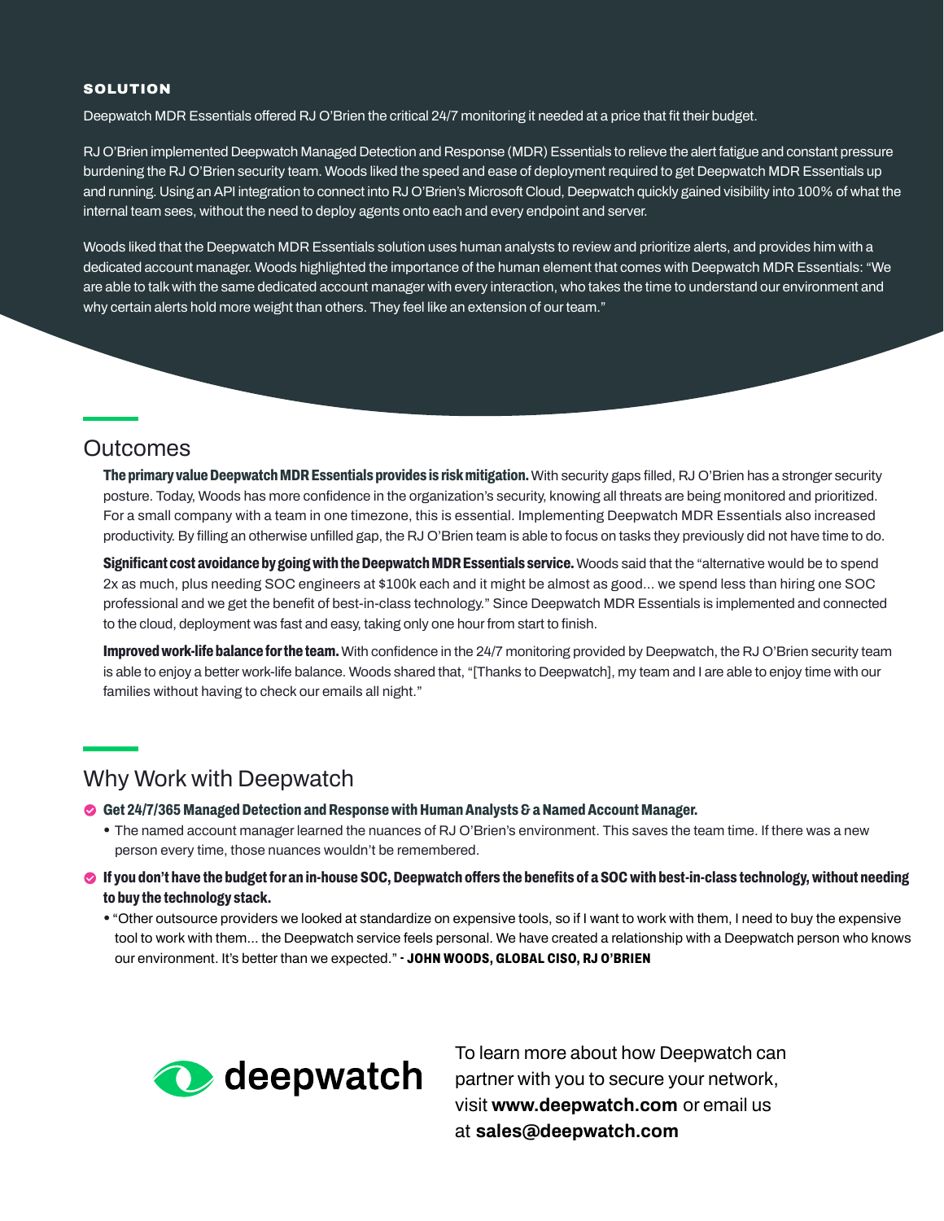## SOLUTION

Deepwatch MDR Essentials offered RJ O'Brien the critical 24/7 monitoring it needed at a price that fit their budget.

RJ O'Brien implemented Deepwatch Managed Detection and Response (MDR) Essentials to relieve the alert fatigue and constant pressure burdening the RJ O'Brien security team. Woods liked the speed and ease of deployment required to get Deepwatch MDR Essentials up and running. Using an API integration to connect into RJ O'Brien's Microsoft Cloud, Deepwatch quickly gained visibility into 100% of what the internal team sees, without the need to deploy agents onto each and every endpoint and server.

Woods liked that the Deepwatch MDR Essentials solution uses human analysts to review and prioritize alerts, and provides him with a dedicated account manager. Woods highlighted the importance of the human element that comes with Deepwatch MDR Essentials: "We are able to talk with the same dedicated account manager with every interaction, who takes the time to understand our environment and why certain alerts hold more weight than others. They feel like an extension of our team."

## Outcomes

**The primary value Deepwatch MDR Essentials provides is risk mitigation.** With security gaps filled, RJ O'Brien has a stronger security posture. Today, Woods has more confidence in the organization's security, knowing all threats are being monitored and prioritized. For a small company with a team in one timezone, this is essential. Implementing Deepwatch MDR Essentials also increased productivity. By filling an otherwise unfilled gap, the RJ O'Brien team is able to focus on tasks they previously did not have time to do.

**Significant cost avoidance by going with the Deepwatch MDR Essentials service.** Woods said that the "alternative would be to spend 2x as much, plus needing SOC engineers at $100k each and it might be almost as good... we spend less than hiring one SOC professional and we get the benefit of best-in-class technology." Since Deepwatch MDR Essentials is implemented and connected to the cloud, deployment was fast and easy, taking only one hour from start to finish.

**Improved work-life balance for the team.** With confidence in the 24/7 monitoring provided by Deepwatch, the RJ O'Brien security team is able to enjoy a better work-life balance. Woods shared that, "[Thanks to Deepwatch], my team and I are able to enjoy time with our families without having to check our emails all night."

## Why Work with Deepwatch

- **Get 24/7/365 Managed Detection and Response with Human Analysts & a Named Account Manager.**
  - The named account manager learned the nuances of RJ O'Brien's environment. This saves the team time. If there was a new person every time, those nuances wouldn't be remembered.
- **If you don't have the budget for an in-house SOC, Deepwatch offers the benefits of a SOC with best-in-class technology, without needing to buy the technology stack.**
  - "Other outsource providers we looked at standardize on expensive tools, so if I want to work with them, I need to buy the expensive tool to work with them... the Deepwatch service feels personal. We have created a relationship with a Deepwatch person who knows our environment. It's better than we expected." **- JOHN WOODS, GLOBAL CISO, RJ O'BRIEN**

deepwatch

To learn more about how Deepwatch can partner with you to secure your network, visit **www.deepwatch.com** or email us at **sales@deepwatch.com**